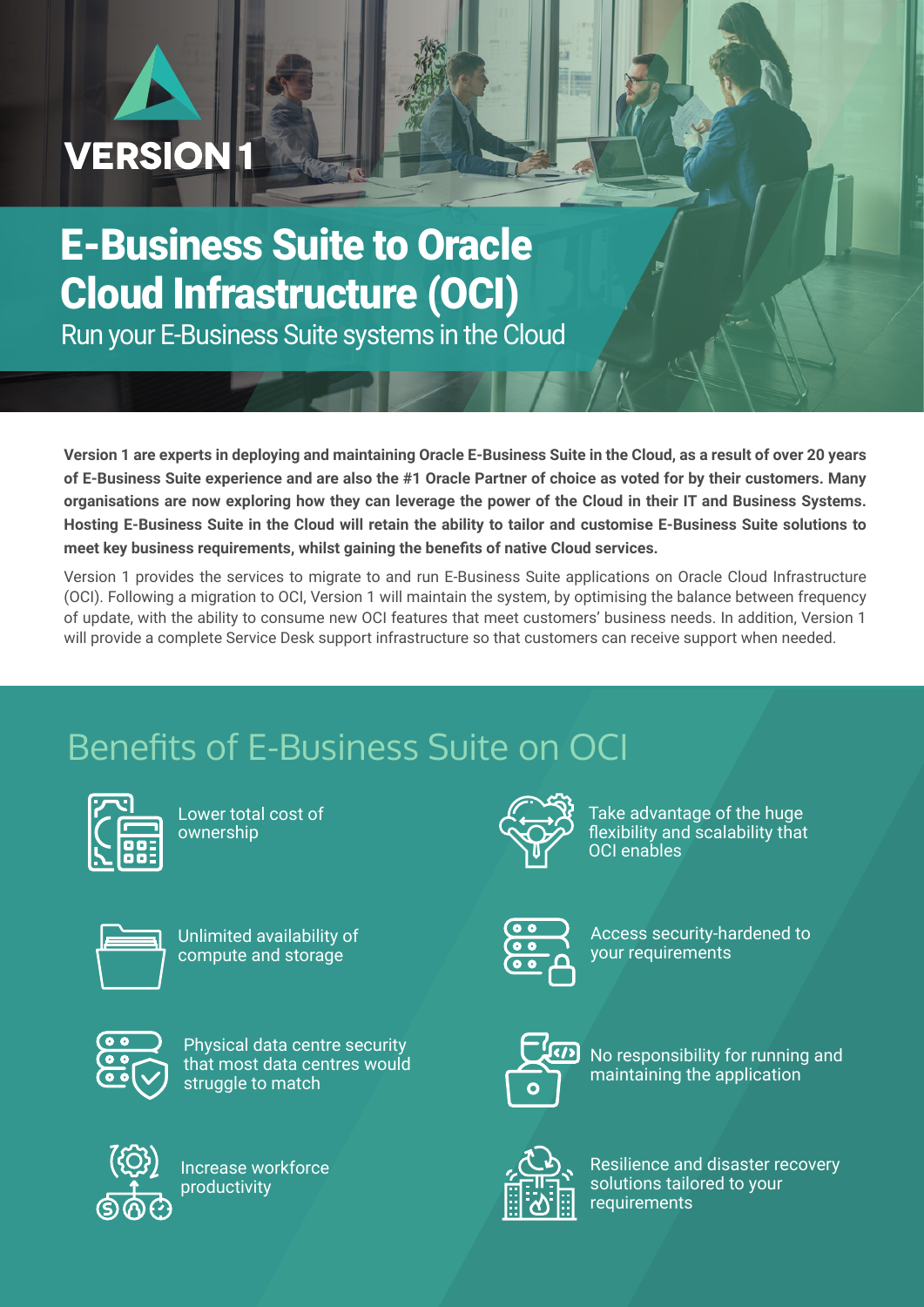VERSION 1

# E-Business Suite to Oracle Cloud Infrastructure (OCI)

## Run your E-Business Suite systems in the Cloud

**Version 1 are experts in deploying and maintaining Oracle E-Business Suite in the Cloud, as a result of over 20 years of E-Business Suite experience and are also the #1 Oracle Partner of choice as voted for by their customers. Many organisations are now exploring how they can leverage the power of the Cloud in their IT and Business Systems. Hosting E-Business Suite in the Cloud will retain the ability to tailor and customise E-Business Suite solutions to meet key business requirements, whilst gaining the benefits of native Cloud services.**

Version 1 provides the services to migrate to and run E-Business Suite applications on Oracle Cloud Infrastructure (OCI). Following a migration to OCI, Version 1 will maintain the system, by optimising the balance between frequency of update, with the ability to consume new OCI features that meet customers' business needs. In addition, Version 1 will provide a complete Service Desk support infrastructure so that customers can receive support when needed.

## Benefits of E-Business Suite on OCI

- Lower total cost of ownership
- Take advantage of the huge flexibility and scalability that OCI enables
- Unlimited availability of compute and storage
- Access security-hardened to your requirements
- Physical data centre security that most data centres would struggle to match
- No responsibility for running and maintaining the application
- Increase workforce productivity
- Resilience and disaster recovery solutions tailored to your requirements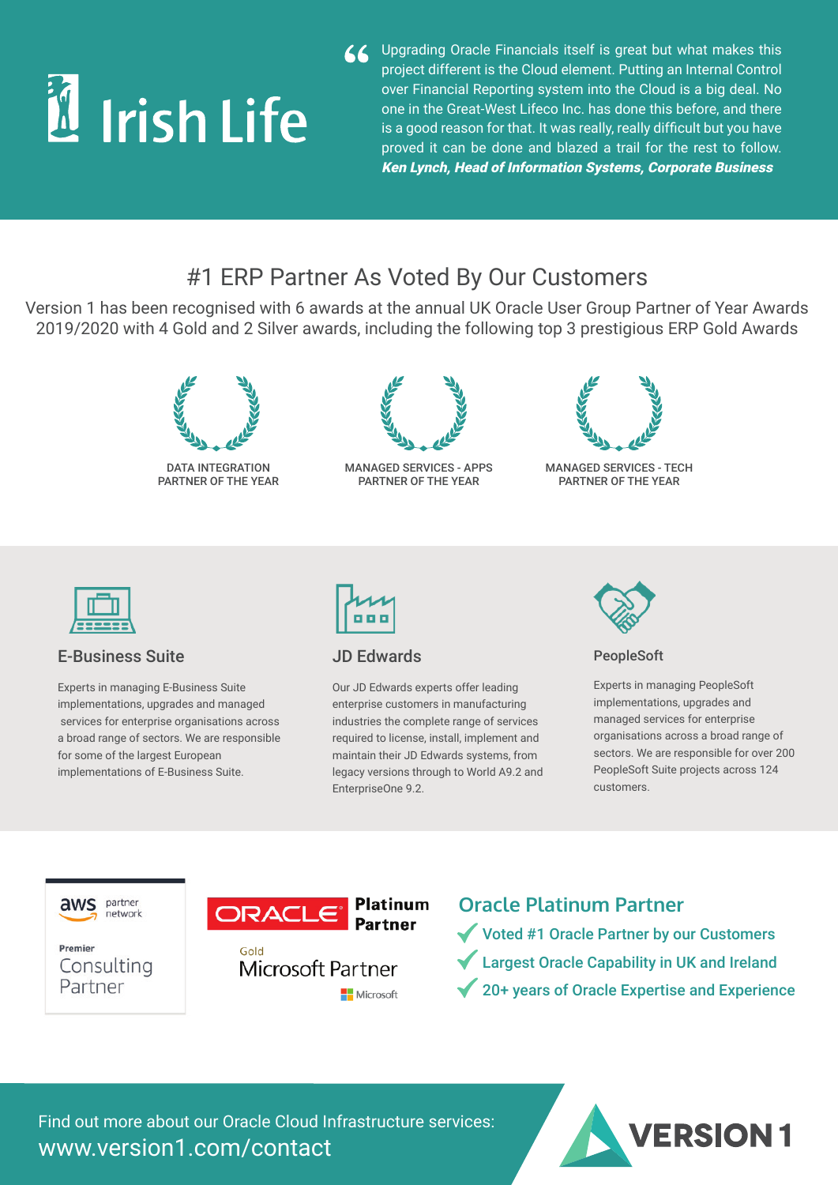Irish Life

> Upgrading Oracle Financials itself is great but what makes this project different is the Cloud element. Putting an Internal Control over Financial Reporting system into the Cloud is a big deal. No one in the Great-West Lifeco Inc. has done this before, and there is a good reason for that. It was really, really difficult but you have proved it can be done and blazed a trail for the rest to follow.
> ***Ken Lynch, Head of Information Systems, Corporate Business***

## #1 ERP Partner As Voted By Our Customers

Version 1 has been recognised with 6 awards at the annual UK Oracle User Group Partner of Year Awards 2019/2020 with 4 Gold and 2 Silver awards, including the following top 3 prestigious ERP Gold Awards

DATA INTEGRATION PARTNER OF THE YEAR

MANAGED SERVICES - APPS PARTNER OF THE YEAR

MANAGED SERVICES - TECH PARTNER OF THE YEAR

### E-Business Suite

Experts in managing E-Business Suite implementations, upgrades and managed services for enterprise organisations across a broad range of sectors. We are responsible for some of the largest European implementations of E-Business Suite.

### JD Edwards

Our JD Edwards experts offer leading enterprise customers in manufacturing industries the complete range of services required to license, install, implement and maintain their JD Edwards systems, from legacy versions through to World A9.2 and EnterpriseOne 9.2.

### PeopleSoft

Experts in managing PeopleSoft implementations, upgrades and managed services for enterprise organisations across a broad range of sectors. We are responsible for over 200 PeopleSoft Suite projects across 124 customers.

aws partner network — Premier Consulting Partner

ORACLE Platinum Partner

Gold Microsoft Partner — Microsoft

### Oracle Platinum Partner

- Voted #1 Oracle Partner by our Customers
- Largest Oracle Capability in UK and Ireland
- 20+ years of Oracle Expertise and Experience

Find out more about our Oracle Cloud Infrastructure services:
www.version1.com/contact

VERSION 1